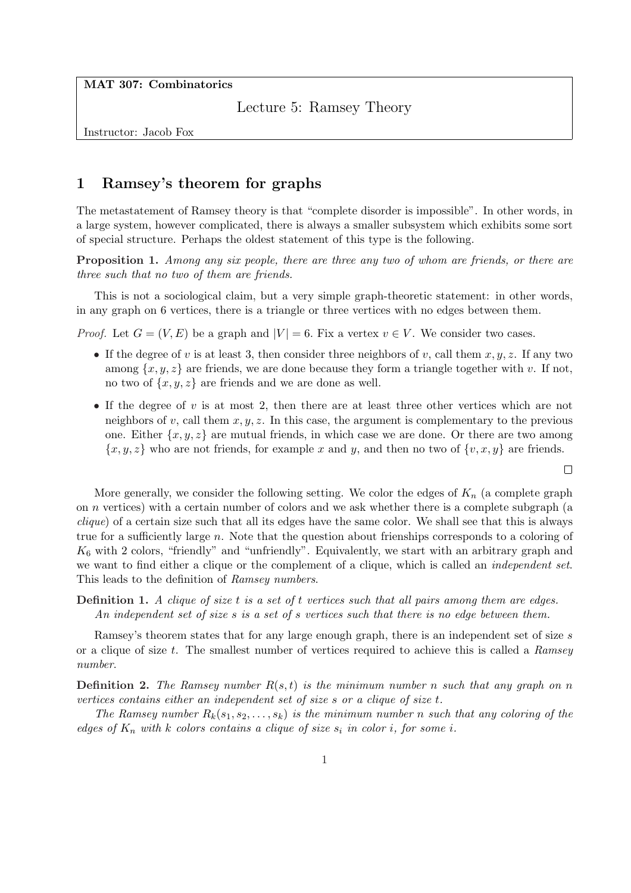**MAT 307: Combinatorics**

Lecture 5: Ramsey Theory

Instructor: Jacob Fox

# 1 Ramsey's theorem for graphs

The metastatement of Ramsey theory is that "complete disorder is impossible". In other words, in a large system, however complicated, there is always a smaller subsystem which exhibits some sort of special structure. Perhaps the oldest statement of this type is the following.

**Proposition 1.** *Among any six people, there are three any two of whom are friends, or there are three such that no two of them are friends.*

This is not a sociological claim, but a very simple graph-theoretic statement: in other words, in any graph on 6 vertices, there is a triangle or three vertices with no edges between them.

*Proof.* Let $G = (V, E)$ be a graph and $|V| = 6$. Fix a vertex $v \in V$. We consider two cases.

- If the degree of $v$ is at least 3, then consider three neighbors of $v$, call them $x, y, z$. If any two among $\{x, y, z\}$ are friends, we are done because they form a triangle together with $v$. If not, no two of $\{x, y, z\}$ are friends and we are done as well.
- If the degree of $v$ is at most 2, then there are at least three other vertices which are not neighbors of $v$, call them $x, y, z$. In this case, the argument is complementary to the previous one. Either $\{x, y, z\}$ are mutual friends, in which case we are done. Or there are two among $\{x, y, z\}$ who are not friends, for example $x$ and $y$, and then no two of $\{v, x, y\}$ are friends.

□

More generally, we consider the following setting. We color the edges of $K_n$ (a complete graph on $n$ vertices) with a certain number of colors and we ask whether there is a complete subgraph (a *clique*) of a certain size such that all its edges have the same color. We shall see that this is always true for a sufficiently large $n$. Note that the question about frienships corresponds to a coloring of $K_6$ with 2 colors, "friendly" and "unfriendly". Equivalently, we start with an arbitrary graph and we want to find either a clique or the complement of a clique, which is called an *independent set*. This leads to the definition of *Ramsey numbers*.

**Definition 1.** *A clique of size $t$ is a set of $t$ vertices such that all pairs among them are edges. An independent set of size $s$ is a set of $s$ vertices such that there is no edge between them.*

Ramsey's theorem states that for any large enough graph, there is an independent set of size $s$ or a clique of size $t$. The smallest number of vertices required to achieve this is called a *Ramsey number*.

**Definition 2.** *The Ramsey number $R(s, t)$ is the minimum number $n$ such that any graph on $n$ vertices contains either an independent set of size $s$ or a clique of size $t$.*

*The Ramsey number $R_k(s_1, s_2, \ldots, s_k)$ is the minimum number $n$ such that any coloring of the edges of $K_n$ with $k$ colors contains a clique of size $s_i$ in color $i$, for some $i$.*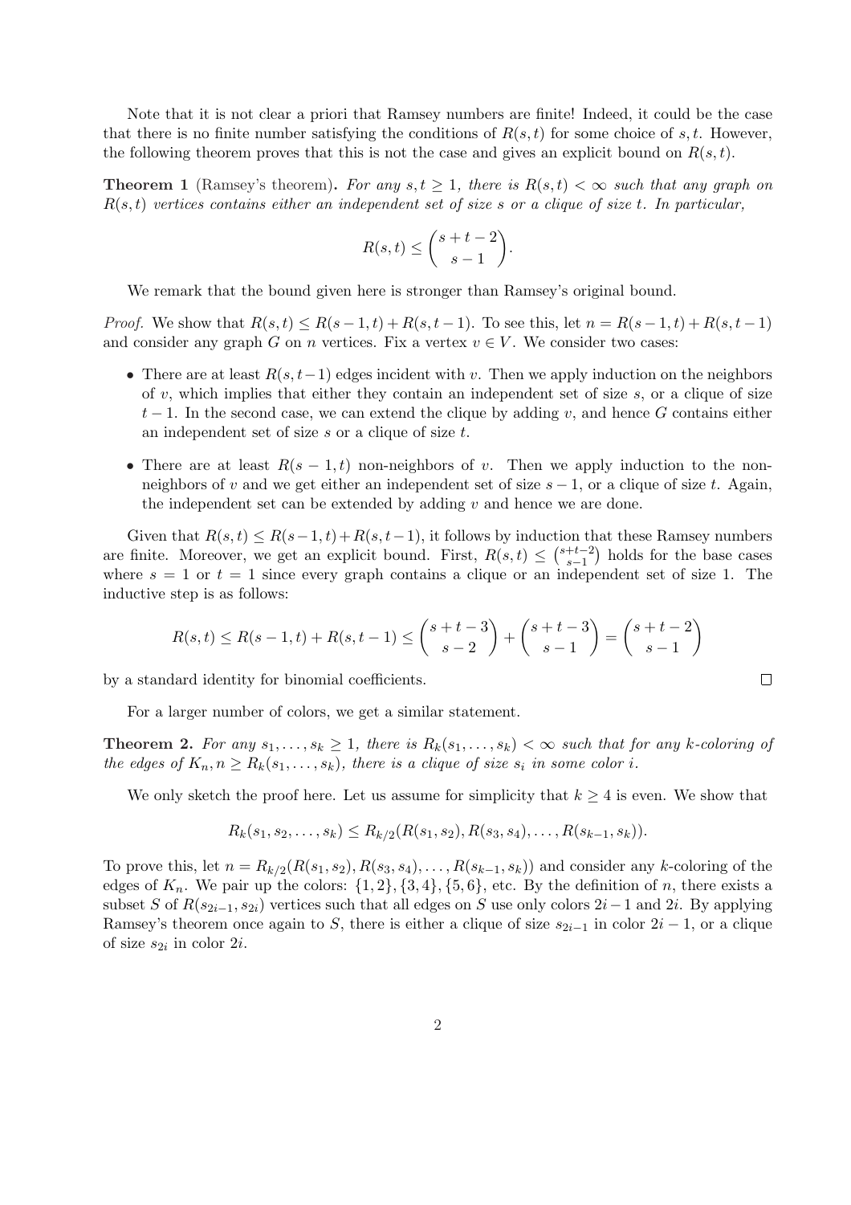Note that it is not clear a priori that Ramsey numbers are finite! Indeed, it could be the case that there is no finite number satisfying the conditions of $R(s,t)$ for some choice of $s,t$. However, the following theorem proves that this is not the case and gives an explicit bound on $R(s,t)$.

**Theorem 1** (Ramsey's theorem)**.** *For any $s,t \geq 1$, there is $R(s,t) < \infty$ such that any graph on $R(s,t)$ vertices contains either an independent set of size $s$ or a clique of size $t$. In particular,*

$$R(s,t) \leq \binom{s+t-2}{s-1}.$$

We remark that the bound given here is stronger than Ramsey's original bound.

*Proof.* We show that $R(s,t) \leq R(s-1,t) + R(s,t-1)$. To see this, let $n = R(s-1,t) + R(s,t-1)$ and consider any graph $G$ on $n$ vertices. Fix a vertex $v \in V$. We consider two cases:

- There are at least $R(s,t-1)$ edges incident with $v$. Then we apply induction on the neighbors of $v$, which implies that either they contain an independent set of size $s$, or a clique of size $t-1$. In the second case, we can extend the clique by adding $v$, and hence $G$ contains either an independent set of size $s$ or a clique of size $t$.
- There are at least $R(s-1,t)$ non-neighbors of $v$. Then we apply induction to the non-neighbors of $v$ and we get either an independent set of size $s-1$, or a clique of size $t$. Again, the independent set can be extended by adding $v$ and hence we are done.

Given that $R(s,t) \leq R(s-1,t) + R(s,t-1)$, it follows by induction that these Ramsey numbers are finite. Moreover, we get an explicit bound. First, $R(s,t) \leq \binom{s+t-2}{s-1}$ holds for the base cases where $s = 1$ or $t = 1$ since every graph contains a clique or an independent set of size 1. The inductive step is as follows:

$$R(s,t) \leq R(s-1,t) + R(s,t-1) \leq \binom{s+t-3}{s-2} + \binom{s+t-3}{s-1} = \binom{s+t-2}{s-1}$$

by a standard identity for binomial coefficients. $\square$

For a larger number of colors, we get a similar statement.

**Theorem 2.** *For any $s_1, \ldots, s_k \geq 1$, there is $R_k(s_1, \ldots, s_k) < \infty$ such that for any $k$-coloring of the edges of $K_n, n \geq R_k(s_1, \ldots, s_k)$, there is a clique of size $s_i$ in some color $i$.*

We only sketch the proof here. Let us assume for simplicity that $k \geq 4$ is even. We show that

$$R_k(s_1, s_2, \ldots, s_k) \leq R_{k/2}(R(s_1,s_2), R(s_3,s_4), \ldots, R(s_{k-1},s_k)).$$

To prove this, let $n = R_{k/2}(R(s_1,s_2), R(s_3,s_4), \ldots, R(s_{k-1},s_k))$ and consider any $k$-coloring of the edges of $K_n$. We pair up the colors: $\{1,2\}, \{3,4\}, \{5,6\}$, etc. By the definition of $n$, there exists a subset $S$ of $R(s_{2i-1}, s_{2i})$ vertices such that all edges on $S$ use only colors $2i-1$ and $2i$. By applying Ramsey's theorem once again to $S$, there is either a clique of size $s_{2i-1}$ in color $2i-1$, or a clique of size $s_{2i}$ in color $2i$.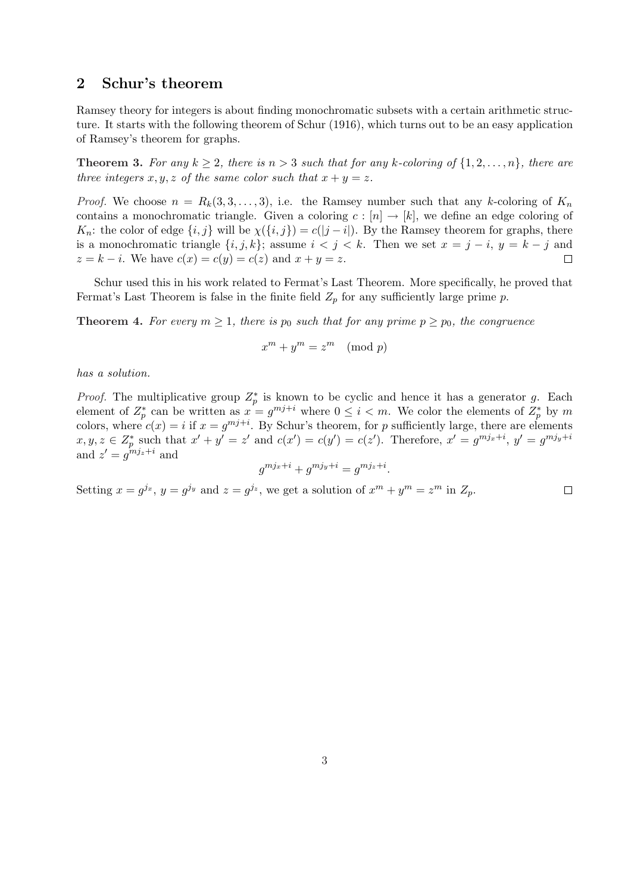## 2 Schur's theorem

Ramsey theory for integers is about finding monochromatic subsets with a certain arithmetic structure. It starts with the following theorem of Schur (1916), which turns out to be an easy application of Ramsey's theorem for graphs.

**Theorem 3.** *For any $k \geq 2$, there is $n > 3$ such that for any $k$-coloring of $\{1, 2, \ldots, n\}$, there are three integers $x, y, z$ of the same color such that $x + y = z$.*

*Proof.* We choose $n = R_k(3, 3, \ldots, 3)$, i.e. the Ramsey number such that any $k$-coloring of $K_n$ contains a monochromatic triangle. Given a coloring $c : [n] \to [k]$, we define an edge coloring of $K_n$: the color of edge $\{i, j\}$ will be $\chi(\{i, j\}) = c(|j - i|)$. By the Ramsey theorem for graphs, there is a monochromatic triangle $\{i, j, k\}$; assume $i < j < k$. Then we set $x = j - i$, $y = k - j$ and $z = k - i$. We have $c(x) = c(y) = c(z)$ and $x + y = z$. $\square$

Schur used this in his work related to Fermat's Last Theorem. More specifically, he proved that Fermat's Last Theorem is false in the finite field $Z_p$ for any sufficiently large prime $p$.

**Theorem 4.** *For every $m \geq 1$, there is $p_0$ such that for any prime $p \geq p_0$, the congruence*

$$x^m + y^m = z^m \pmod{p}$$

*has a solution.*

*Proof.* The multiplicative group $Z_p^*$ is known to be cyclic and hence it has a generator $g$. Each element of $Z_p^*$ can be written as $x = g^{mj+i}$ where $0 \leq i < m$. We color the elements of $Z_p^*$ by $m$ colors, where $c(x) = i$ if $x = g^{mj+i}$. By Schur's theorem, for $p$ sufficiently large, there are elements $x, y, z \in Z_p^*$ such that $x' + y' = z'$ and $c(x') = c(y') = c(z')$. Therefore, $x' = g^{mj_x+i}$, $y' = g^{mj_y+i}$ and $z' = g^{mj_z+i}$ and

$$g^{mj_x+i} + g^{mj_y+i} = g^{mj_z+i}.$$

Setting $x = g^{j_x}$, $y = g^{j_y}$ and $z = g^{j_z}$, we get a solution of $x^m + y^m = z^m$ in $Z_p$. $\square$